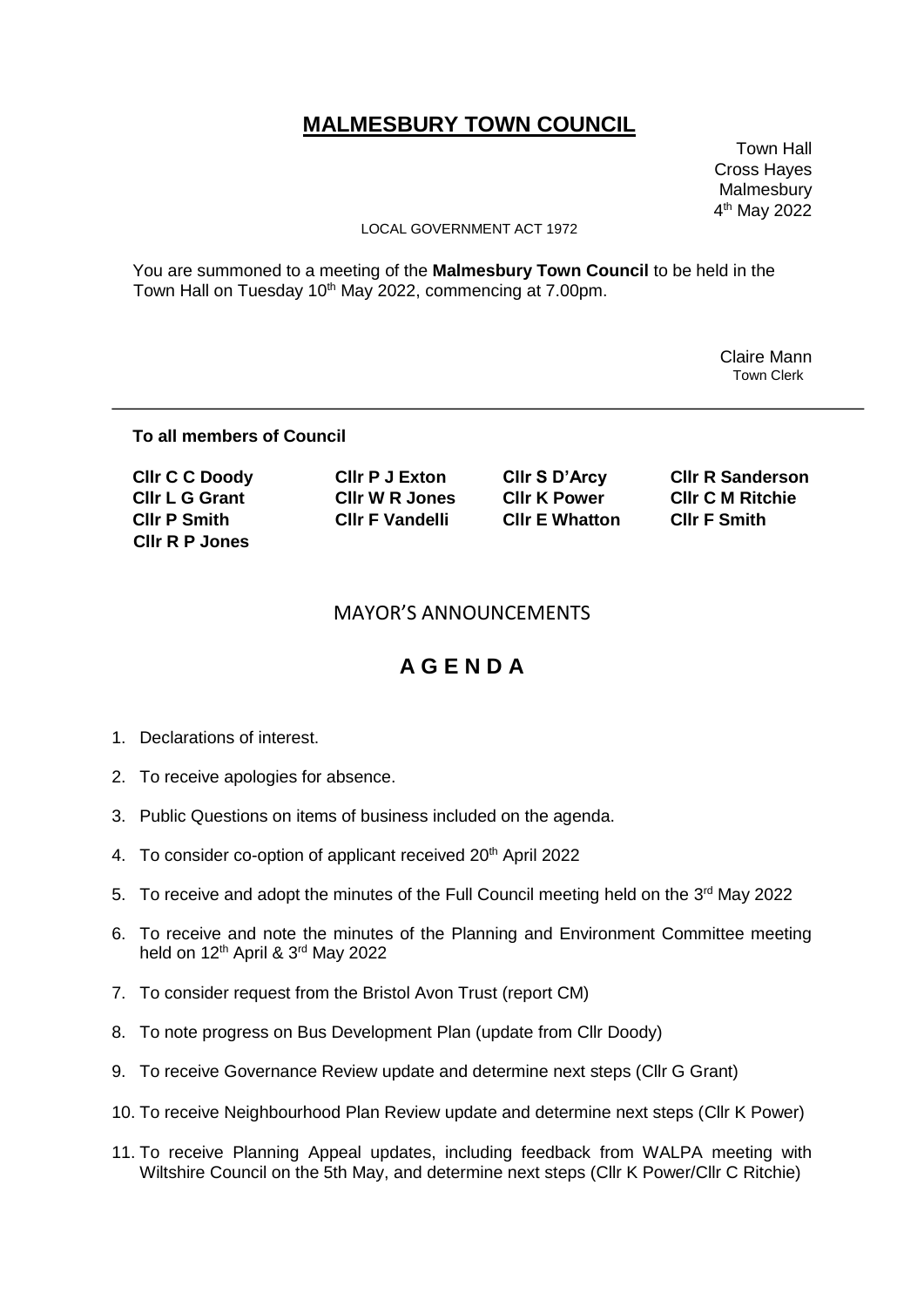# MALMESBURY TOWN COUNCIL

Town Hall
Cross Hayes
Malmesbury
4th May 2022

LOCAL GOVERNMENT ACT 1972

You are summoned to a meeting of the **Malmesbury Town Council** to be held in the Town Hall on Tuesday 10th May 2022, commencing at 7.00pm.

Claire Mann
Town Clerk

---

**To all members of Council**

| | | | |
|---|---|---|---|
| **Cllr C C Doody** | **Cllr P J Exton** | **Cllr S D'Arcy** | **Cllr R Sanderson** |
| **Cllr L G Grant** | **Cllr W R Jones** | **Cllr K Power** | **Cllr C M Ritchie** |
| **Cllr P Smith** | **Cllr F Vandelli** | **Cllr E Whatton** | **Cllr F Smith** |
| **Cllr R P Jones** | | | |

## MAYOR'S ANNOUNCEMENTS

## A G E N D A

1. Declarations of interest.
2. To receive apologies for absence.
3. Public Questions on items of business included on the agenda.
4. To consider co-option of applicant received 20th April 2022
5. To receive and adopt the minutes of the Full Council meeting held on the 3rd May 2022
6. To receive and note the minutes of the Planning and Environment Committee meeting held on 12th April & 3rd May 2022
7. To consider request from the Bristol Avon Trust (report CM)
8. To note progress on Bus Development Plan (update from Cllr Doody)
9. To receive Governance Review update and determine next steps (Cllr G Grant)
10. To receive Neighbourhood Plan Review update and determine next steps (Cllr K Power)
11. To receive Planning Appeal updates, including feedback from WALPA meeting with Wiltshire Council on the 5th May, and determine next steps (Cllr K Power/Cllr C Ritchie)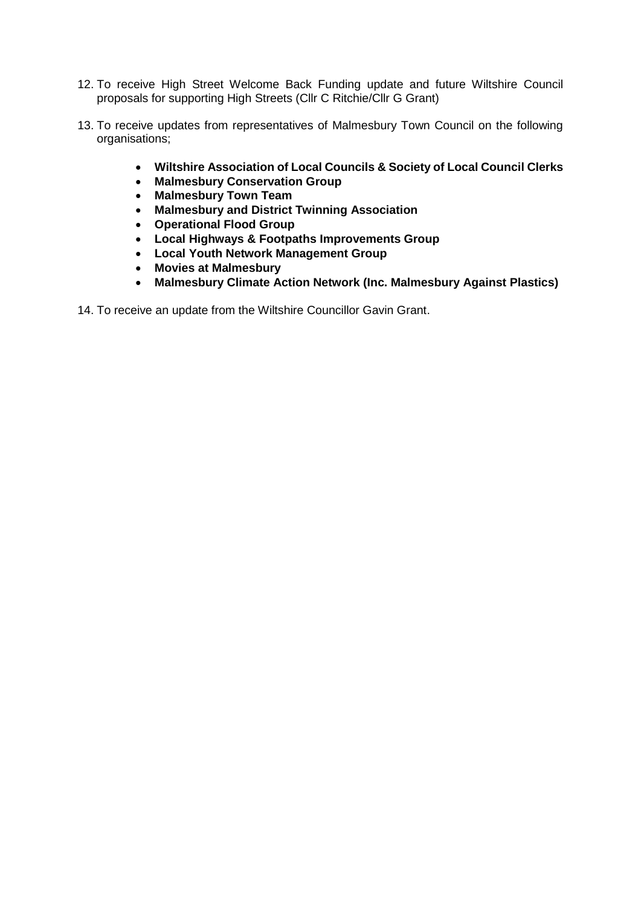12. To receive High Street Welcome Back Funding update and future Wiltshire Council proposals for supporting High Streets (Cllr C Ritchie/Cllr G Grant)

13. To receive updates from representatives of Malmesbury Town Council on the following organisations;

    - **Wiltshire Association of Local Councils & Society of Local Council Clerks**
    - **Malmesbury Conservation Group**
    - **Malmesbury Town Team**
    - **Malmesbury and District Twinning Association**
    - **Operational Flood Group**
    - **Local Highways & Footpaths Improvements Group**
    - **Local Youth Network Management Group**
    - **Movies at Malmesbury**
    - **Malmesbury Climate Action Network (Inc. Malmesbury Against Plastics)**

14. To receive an update from the Wiltshire Councillor Gavin Grant.